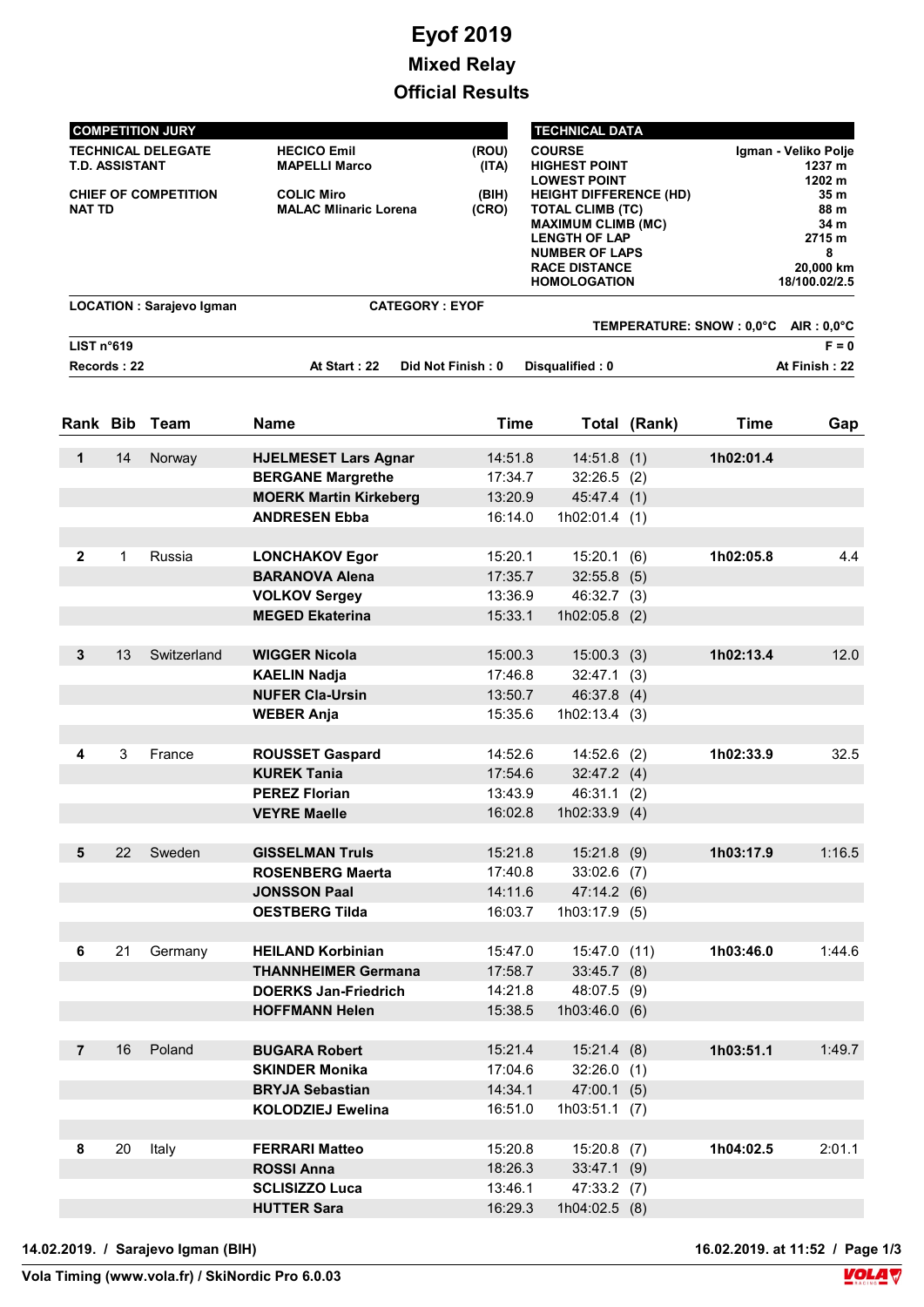# Eyof 2019

## Mixed Relay

## Official Results

| COMPETITION JURY | | |
|---|---|---|
| TECHNICAL DELEGATE | HECICO Emil | (ROU) |
| T.D. ASSISTANT | MAPELLI Marco | (ITA) |
| CHIEF OF COMPETITION | COLIC Miro | (BIH) |
| NAT TD | MALAC Mlinaric Lorena | (CRO) |

| TECHNICAL DATA | |
|---|---|
| COURSE | Igman - Veliko Polje |
| HIGHEST POINT | 1237 m |
| LOWEST POINT | 1202 m |
| HEIGHT DIFFERENCE (HD) | 35 m |
| TOTAL CLIMB (TC) | 88 m |
| MAXIMUM CLIMB (MC) | 34 m |
| LENGTH OF LAP | 2715 m |
| NUMBER OF LAPS | 8 |
| RACE DISTANCE | 20,000 km |
| HOMOLOGATION | 18/100.02/2.5 |

**LOCATION : Sarajevo Igman** **CATEGORY : EYOF**

**TEMPERATURE: SNOW : 0,0°C AIR : 0,0°C**

**LIST n°619** **F = 0**

**Records : 22** **At Start : 22** **Did Not Finish : 0** **Disqualified : 0** **At Finish : 22**

| Rank | Bib | Team | Name | Time | Total | (Rank) | Time | Gap |
|---|---|---|---|---|---|---|---|---|
| **1** | 14 | Norway | **HJELMESET Lars Agnar** | 14:51.8 | 14:51.8 | (1) | **1h02:01.4** | |
| | | | **BERGANE Margrethe** | 17:34.7 | 32:26.5 | (2) | | |
| | | | **MOERK Martin Kirkeberg** | 13:20.9 | 45:47.4 | (1) | | |
| | | | **ANDRESEN Ebba** | 16:14.0 | 1h02:01.4 | (1) | | |
| **2** | 1 | Russia | **LONCHAKOV Egor** | 15:20.1 | 15:20.1 | (6) | **1h02:05.8** | 4.4 |
| | | | **BARANOVA Alena** | 17:35.7 | 32:55.8 | (5) | | |
| | | | **VOLKOV Sergey** | 13:36.9 | 46:32.7 | (3) | | |
| | | | **MEGED Ekaterina** | 15:33.1 | 1h02:05.8 | (2) | | |
| **3** | 13 | Switzerland | **WIGGER Nicola** | 15:00.3 | 15:00.3 | (3) | **1h02:13.4** | 12.0 |
| | | | **KAELIN Nadja** | 17:46.8 | 32:47.1 | (3) | | |
| | | | **NUFER Cla-Ursin** | 13:50.7 | 46:37.8 | (4) | | |
| | | | **WEBER Anja** | 15:35.6 | 1h02:13.4 | (3) | | |
| **4** | 3 | France | **ROUSSET Gaspard** | 14:52.6 | 14:52.6 | (2) | **1h02:33.9** | 32.5 |
| | | | **KUREK Tania** | 17:54.6 | 32:47.2 | (4) | | |
| | | | **PEREZ Florian** | 13:43.9 | 46:31.1 | (2) | | |
| | | | **VEYRE Maelle** | 16:02.8 | 1h02:33.9 | (4) | | |
| **5** | 22 | Sweden | **GISSELMAN Truls** | 15:21.8 | 15:21.8 | (9) | **1h03:17.9** | 1:16.5 |
| | | | **ROSENBERG Maerta** | 17:40.8 | 33:02.6 | (7) | | |
| | | | **JONSSON Paal** | 14:11.6 | 47:14.2 | (6) | | |
| | | | **OESTBERG Tilda** | 16:03.7 | 1h03:17.9 | (5) | | |
| **6** | 21 | Germany | **HEILAND Korbinian** | 15:47.0 | 15:47.0 | (11) | **1h03:46.0** | 1:44.6 |
| | | | **THANNHEIMER Germana** | 17:58.7 | 33:45.7 | (8) | | |
| | | | **DOERKS Jan-Friedrich** | 14:21.8 | 48:07.5 | (9) | | |
| | | | **HOFFMANN Helen** | 15:38.5 | 1h03:46.0 | (6) | | |
| **7** | 16 | Poland | **BUGARA Robert** | 15:21.4 | 15:21.4 | (8) | **1h03:51.1** | 1:49.7 |
| | | | **SKINDER Monika** | 17:04.6 | 32:26.0 | (1) | | |
| | | | **BRYJA Sebastian** | 14:34.1 | 47:00.1 | (5) | | |
| | | | **KOLODZIEJ Ewelina** | 16:51.0 | 1h03:51.1 | (7) | | |
| **8** | 20 | Italy | **FERRARI Matteo** | 15:20.8 | 15:20.8 | (7) | **1h04:02.5** | 2:01.1 |
| | | | **ROSSI Anna** | 18:26.3 | 33:47.1 | (9) | | |
| | | | **SCLISIZZO Luca** | 13:46.1 | 47:33.2 | (7) | | |
| | | | **HUTTER Sara** | 16:29.3 | 1h04:02.5 | (8) | | |

**14.02.2019. / Sarajevo Igman (BIH)** **16.02.2019. at 11:52**

**Vola Timing (www.vola.fr) / SkiNordic Pro 6.0.03**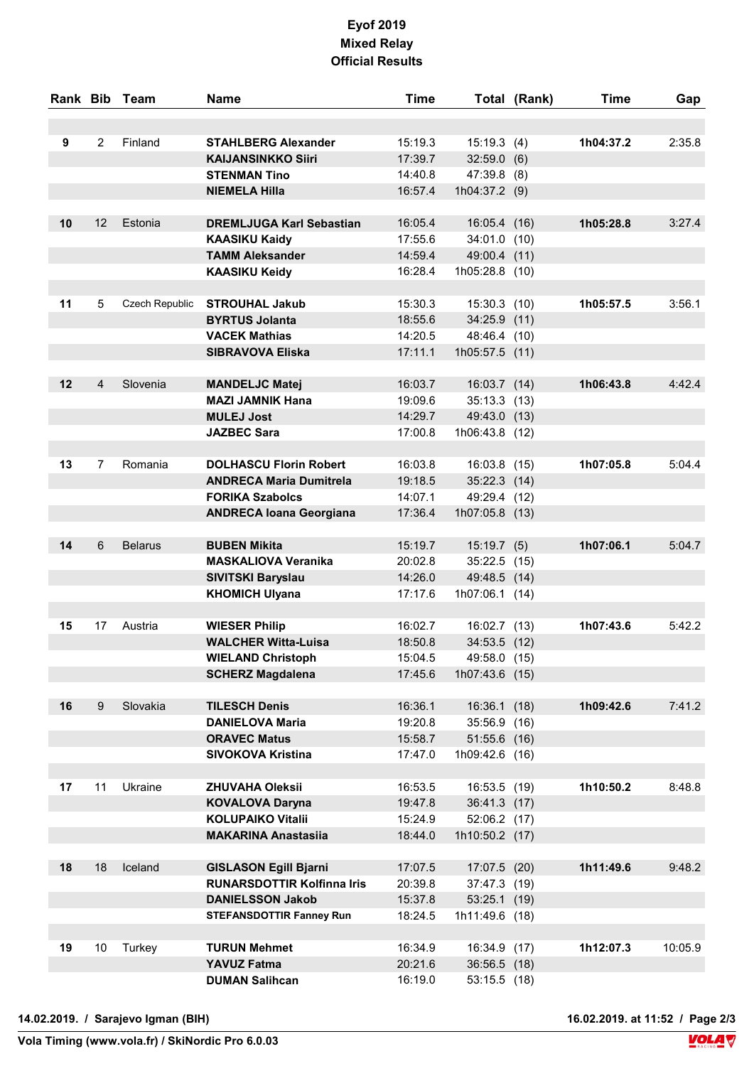# Eyof 2019
## Mixed Relay
## Official Results

| Rank | Bib | Team | Name | Time | Total | (Rank) | Time | Gap |
|---|---|---|---|---|---|---|---|---|
| 9 | 2 | Finland | **STAHLBERG Alexander** | 15:19.3 | 15:19.3 | (4) | **1h04:37.2** | 2:35.8 |
| | | | **KAIJANSINKKO Siiri** | 17:39.7 | 32:59.0 | (6) | | |
| | | | **STENMAN Tino** | 14:40.8 | 47:39.8 | (8) | | |
| | | | **NIEMELA Hilla** | 16:57.4 | 1h04:37.2 | (9) | | |
| 10 | 12 | Estonia | **DREMLJUGA Karl Sebastian** | 16:05.4 | 16:05.4 | (16) | **1h05:28.8** | 3:27.4 |
| | | | **KAASIKU Kaidy** | 17:55.6 | 34:01.0 | (10) | | |
| | | | **TAMM Aleksander** | 14:59.4 | 49:00.4 | (11) | | |
| | | | **KAASIKU Keidy** | 16:28.4 | 1h05:28.8 | (10) | | |
| 11 | 5 | Czech Republic | **STROUHAL Jakub** | 15:30.3 | 15:30.3 | (10) | **1h05:57.5** | 3:56.1 |
| | | | **BYRTUS Jolanta** | 18:55.6 | 34:25.9 | (11) | | |
| | | | **VACEK Mathias** | 14:20.5 | 48:46.4 | (10) | | |
| | | | **SIBRAVOVA Eliska** | 17:11.1 | 1h05:57.5 | (11) | | |
| 12 | 4 | Slovenia | **MANDELJC Matej** | 16:03.7 | 16:03.7 | (14) | **1h06:43.8** | 4:42.4 |
| | | | **MAZI JAMNIK Hana** | 19:09.6 | 35:13.3 | (13) | | |
| | | | **MULEJ Jost** | 14:29.7 | 49:43.0 | (13) | | |
| | | | **JAZBEC Sara** | 17:00.8 | 1h06:43.8 | (12) | | |
| 13 | 7 | Romania | **DOLHASCU Florin Robert** | 16:03.8 | 16:03.8 | (15) | **1h07:05.8** | 5:04.4 |
| | | | **ANDRECA Maria Dumitrela** | 19:18.5 | 35:22.3 | (14) | | |
| | | | **FORIKA Szabolcs** | 14:07.1 | 49:29.4 | (12) | | |
| | | | **ANDRECA Ioana Georgiana** | 17:36.4 | 1h07:05.8 | (13) | | |
| 14 | 6 | Belarus | **BUBEN Mikita** | 15:19.7 | 15:19.7 | (5) | **1h07:06.1** | 5:04.7 |
| | | | **MASKALIOVA Veranika** | 20:02.8 | 35:22.5 | (15) | | |
| | | | **SIVITSKI Baryslau** | 14:26.0 | 49:48.5 | (14) | | |
| | | | **KHOMICH Ulyana** | 17:17.6 | 1h07:06.1 | (14) | | |
| 15 | 17 | Austria | **WIESER Philip** | 16:02.7 | 16:02.7 | (13) | **1h07:43.6** | 5:42.2 |
| | | | **WALCHER Witta-Luisa** | 18:50.8 | 34:53.5 | (12) | | |
| | | | **WIELAND Christoph** | 15:04.5 | 49:58.0 | (15) | | |
| | | | **SCHERZ Magdalena** | 17:45.6 | 1h07:43.6 | (15) | | |
| 16 | 9 | Slovakia | **TILESCH Denis** | 16:36.1 | 16:36.1 | (18) | **1h09:42.6** | 7:41.2 |
| | | | **DANIELOVA Maria** | 19:20.8 | 35:56.9 | (16) | | |
| | | | **ORAVEC Matus** | 15:58.7 | 51:55.6 | (16) | | |
| | | | **SIVOKOVA Kristina** | 17:47.0 | 1h09:42.6 | (16) | | |
| 17 | 11 | Ukraine | **ZHUVAHA Oleksii** | 16:53.5 | 16:53.5 | (19) | **1h10:50.2** | 8:48.8 |
| | | | **KOVALOVA Daryna** | 19:47.8 | 36:41.3 | (17) | | |
| | | | **KOLUPAIKO Vitalii** | 15:24.9 | 52:06.2 | (17) | | |
| | | | **MAKARINA Anastasiia** | 18:44.0 | 1h10:50.2 | (17) | | |
| 18 | 18 | Iceland | **GISLASON Egill Bjarni** | 17:07.5 | 17:07.5 | (20) | **1h11:49.6** | 9:48.2 |
| | | | **RUNARSDOTTIR Kolfinna Iris** | 20:39.8 | 37:47.3 | (19) | | |
| | | | **DANIELSSON Jakob** | 15:37.8 | 53:25.1 | (19) | | |
| | | | **STEFANSDOTTIR Fanney Run** | 18:24.5 | 1h11:49.6 | (18) | | |
| 19 | 10 | Turkey | **TURUN Mehmet** | 16:34.9 | 16:34.9 | (17) | **1h12:07.3** | 10:05.9 |
| | | | **YAVUZ Fatma** | 20:21.6 | 36:56.5 | (18) | | |
| | | | **DUMAN Salihcan** | 16:19.0 | 53:15.5 | (18) | | |

**14.02.2019. / Sarajevo Igman (BIH)** **16.02.2019. at 11:52**

**Vola Timing (www.vola.fr) / SkiNordic Pro 6.0.03**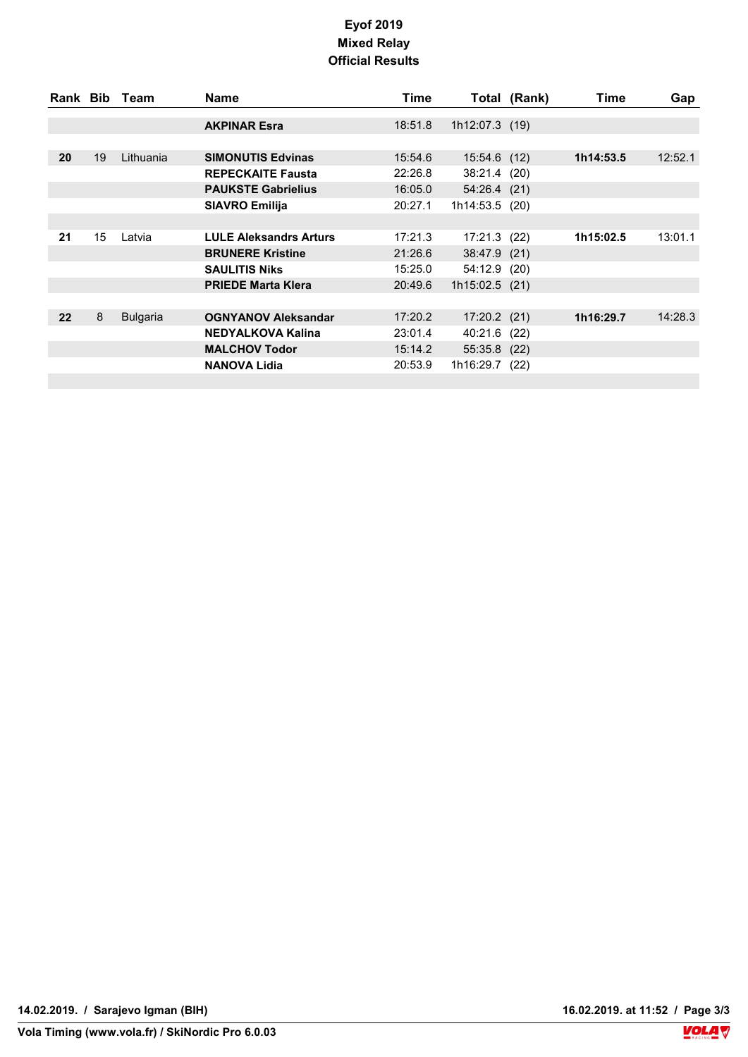# Eyof 2019
## Mixed Relay
## Official Results

| Rank | Bib | Team | Name | Time | Total | (Rank) | Time | Gap |
|---|---|---|---|---|---|---|---|---|
| | | | **AKPINAR Esra** | 18:51.8 | 1h12:07.3 | (19) | | |
| **20** | 19 | Lithuania | **SIMONUTIS Edvinas** | 15:54.6 | 15:54.6 | (12) | **1h14:53.5** | 12:52.1 |
| | | | **REPECKAITE Fausta** | 22:26.8 | 38:21.4 | (20) | | |
| | | | **PAUKSTE Gabrielius** | 16:05.0 | 54:26.4 | (21) | | |
| | | | **SIAVRO Emilija** | 20:27.1 | 1h14:53.5 | (20) | | |
| **21** | 15 | Latvia | **LULE Aleksandrs Arturs** | 17:21.3 | 17:21.3 | (22) | **1h15:02.5** | 13:01.1 |
| | | | **BRUNERE Kristine** | 21:26.6 | 38:47.9 | (21) | | |
| | | | **SAULITIS Niks** | 15:25.0 | 54:12.9 | (20) | | |
| | | | **PRIEDE Marta Klera** | 20:49.6 | 1h15:02.5 | (21) | | |
| **22** | 8 | Bulgaria | **OGNYANOV Aleksandar** | 17:20.2 | 17:20.2 | (21) | **1h16:29.7** | 14:28.3 |
| | | | **NEDYALKOVA Kalina** | 23:01.4 | 40:21.6 | (22) | | |
| | | | **MALCHOV Todor** | 15:14.2 | 55:35.8 | (22) | | |
| | | | **NANOVA Lidia** | 20:53.9 | 1h16:29.7 | (22) | | |

14.02.2019. / Sarajevo Igman (BIH)

16.02.2019. at 11:52

Vola Timing (www.vola.fr) / SkiNordic Pro 6.0.03